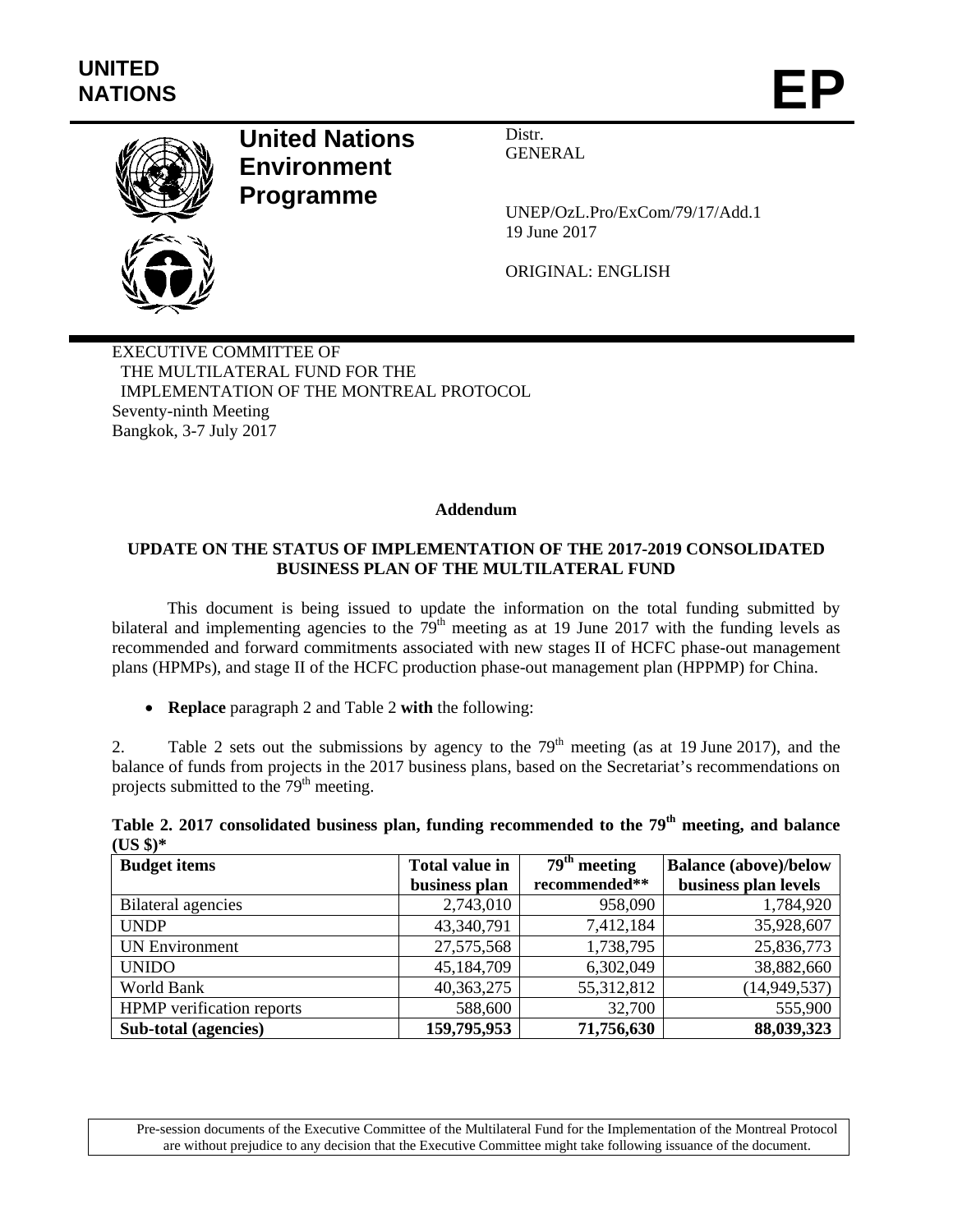**UNITED NATIONS**

# EP

**United Nations Environment Programme**

Distr.
GENERAL

UNEP/OzL.Pro/ExCom/79/17/Add.1
19 June 2017

ORIGINAL: ENGLISH

EXECUTIVE COMMITTEE OF
THE MULTILATERAL FUND FOR THE
IMPLEMENTATION OF THE MONTREAL PROTOCOL
Seventy-ninth Meeting
Bangkok, 3-7 July 2017

**Addendum**

**UPDATE ON THE STATUS OF IMPLEMENTATION OF THE 2017-2019 CONSOLIDATED BUSINESS PLAN OF THE MULTILATERAL FUND**

This document is being issued to update the information on the total funding submitted by bilateral and implementing agencies to the 79th meeting as at 19 June 2017 with the funding levels as recommended and forward commitments associated with new stages II of HCFC phase-out management plans (HPMPs), and stage II of the HCFC production phase-out management plan (HPPMP) for China.

- **Replace** paragraph 2 and Table 2 **with** the following:

2. Table 2 sets out the submissions by agency to the 79th meeting (as at 19 June 2017), and the balance of funds from projects in the 2017 business plans, based on the Secretariat's recommendations on projects submitted to the 79th meeting.

**Table 2. 2017 consolidated business plan, funding recommended to the 79th meeting, and balance (US $)***

| Budget items | Total value in business plan | 79th meeting recommended** | Balance (above)/below business plan levels |
|---|---|---|---|
| Bilateral agencies | 2,743,010 | 958,090 | 1,784,920 |
| UNDP | 43,340,791 | 7,412,184 | 35,928,607 |
| UN Environment | 27,575,568 | 1,738,795 | 25,836,773 |
| UNIDO | 45,184,709 | 6,302,049 | 38,882,660 |
| World Bank | 40,363,275 | 55,312,812 | (14,949,537) |
| HPMP verification reports | 588,600 | 32,700 | 555,900 |
| **Sub-total (agencies)** | **159,795,953** | **71,756,630** | **88,039,323** |

Pre-session documents of the Executive Committee of the Multilateral Fund for the Implementation of the Montreal Protocol are without prejudice to any decision that the Executive Committee might take following issuance of the document.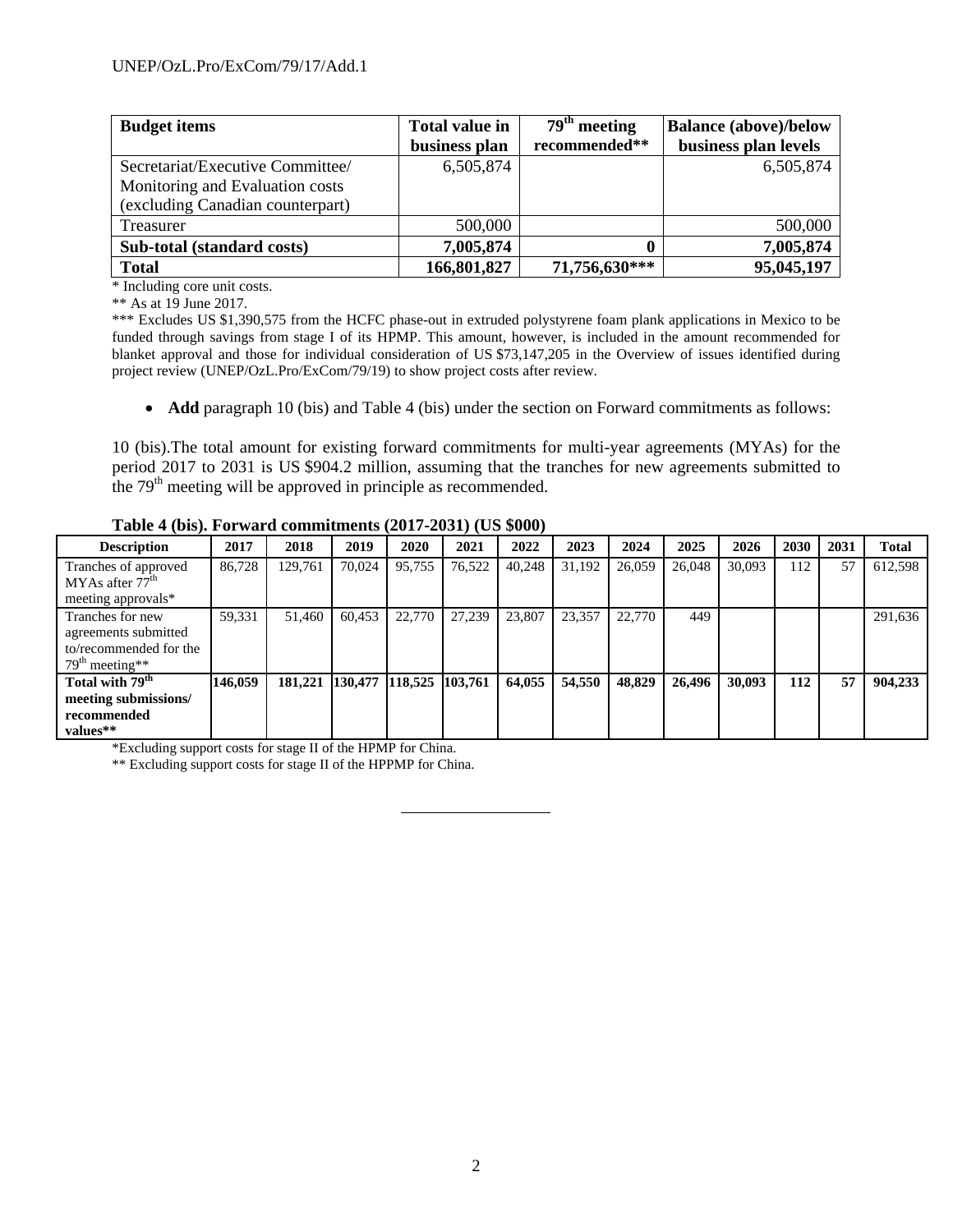| Budget items | Total value in business plan | 79th meeting recommended** | Balance (above)/below business plan levels |
| --- | --- | --- | --- |
| Secretariat/Executive Committee/ Monitoring and Evaluation costs (excluding Canadian counterpart) | 6,505,874 | | 6,505,874 |
| Treasurer | 500,000 | | 500,000 |
| **Sub-total (standard costs)** | **7,005,874** | **0** | **7,005,874** |
| **Total** | **166,801,827** | **71,756,630*** ** | **95,045,197** |

\* Including core unit costs.

** As at 19 June 2017.

*** Excludes US $1,390,575 from the HCFC phase-out in extruded polystyrene foam plank applications in Mexico to be funded through savings from stage I of its HPMP. This amount, however, is included in the amount recommended for blanket approval and those for individual consideration of US $73,147,205 in the Overview of issues identified during project review (UNEP/OzL.Pro/ExCom/79/19) to show project costs after review.

- **Add** paragraph 10 (bis) and Table 4 (bis) under the section on Forward commitments as follows:

10 (bis).The total amount for existing forward commitments for multi-year agreements (MYAs) for the period 2017 to 2031 is US $904.2 million, assuming that the tranches for new agreements submitted to the 79th meeting will be approved in principle as recommended.

**Table 4 (bis). Forward commitments (2017-2031) (US $000)**

| Description | 2017 | 2018 | 2019 | 2020 | 2021 | 2022 | 2023 | 2024 | 2025 | 2026 | 2030 | 2031 | Total |
| --- | --- | --- | --- | --- | --- | --- | --- | --- | --- | --- | --- | --- | --- |
| Tranches of approved MYAs after 77th meeting approvals* | 86,728 | 129,761 | 70,024 | 95,755 | 76,522 | 40,248 | 31,192 | 26,059 | 26,048 | 30,093 | 112 | 57 | 612,598 |
| Tranches for new agreements submitted to/recommended for the 79th meeting** | 59,331 | 51,460 | 60,453 | 22,770 | 27,239 | 23,807 | 23,357 | 22,770 | 449 | | | | 291,636 |
| **Total with 79th meeting submissions/ recommended values**** | **146,059** | **181,221** | **130,477** | **118,525** | **103,761** | **64,055** | **54,550** | **48,829** | **26,496** | **30,093** | **112** | **57** | **904,233** |

*Excluding support costs for stage II of the HPMP for China.

** Excluding support costs for stage II of the HPPMP for China.